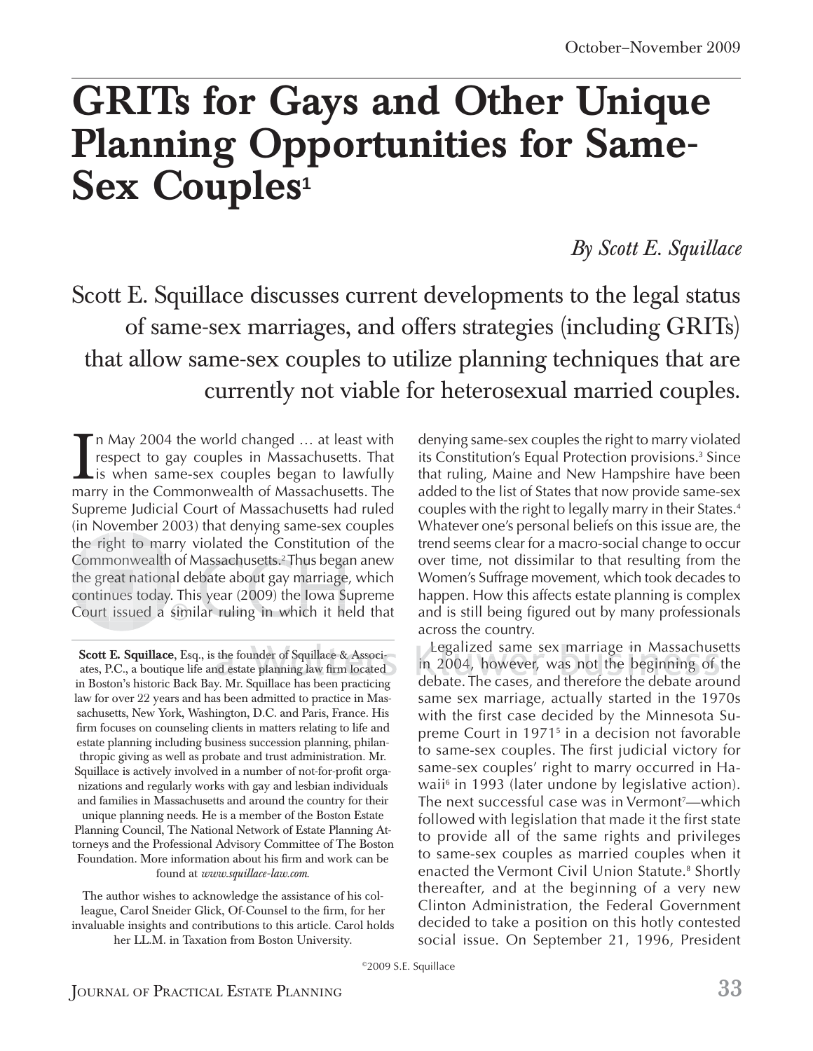# GRITs for Gays and Other Unique Planning Opportunities for Same-Sex Couples[1]

*By Scott E. Squillace*

Scott E. Squillace discusses current developments to the legal status of same-sex marriages, and offers strategies (including GRITs) that allow same-sex couples to utilize planning techniques that are currently not viable for heterosexual married couples.

In May 2004 the world changed … at least with respect to gay couples in Massachusetts. That is when same-sex couples began to lawfully marry in the Commonwealth of Massachusetts. The Supreme Judicial Court of Massachusetts had ruled (in November 2003) that denying same-sex couples the right to marry violated the Constitution of the Commonwealth of Massachusetts.[2] Thus began anew the great national debate about gay marriage, which continues today. This year (2009) the Iowa Supreme Court issued a similar ruling in which it held that denying same-sex couples the right to marry violated its Constitution's Equal Protection provisions.[3] Since that ruling, Maine and New Hampshire have been added to the list of States that now provide same-sex couples with the right to legally marry in their States.[4] Whatever one's personal beliefs on this issue are, the trend seems clear for a macro-social change to occur over time, not dissimilar to that resulting from the Women's Suffrage movement, which took decades to happen. How this affects estate planning is complex and is still being figured out by many professionals across the country.

Legalized same sex marriage in Massachusetts in 2004, however, was not the beginning of the debate. The cases, and therefore the debate around same sex marriage, actually started in the 1970s with the first case decided by the Minnesota Supreme Court in 1971[5] in a decision not favorable to same-sex couples. The first judicial victory for same-sex couples' right to marry occurred in Hawaii[6] in 1993 (later undone by legislative action). The next successful case was in Vermont[7]—which followed with legislation that made it the first state to provide all of the same rights and privileges to same-sex couples as married couples when it enacted the Vermont Civil Union Statute.[8] Shortly thereafter, and at the beginning of a very new Clinton Administration, the Federal Government decided to take a position on this hotly contested social issue. On September 21, 1996, President

---

**Scott E. Squillace**, Esq., is the founder of Squillace & Associates, P.C., a boutique life and estate planning law firm located in Boston's historic Back Bay. Mr. Squillace has been practicing law for over 22 years and has been admitted to practice in Massachusetts, New York, Washington, D.C. and Paris, France. His firm focuses on counseling clients in matters relating to life and estate planning including business succession planning, philanthropic giving as well as probate and trust administration. Mr. Squillace is actively involved in a number of not-for-profit organizations and regularly works with gay and lesbian individuals and families in Massachusetts and around the country for their unique planning needs. He is a member of the Boston Estate Planning Council, The National Network of Estate Planning Attorneys and the Professional Advisory Committee of The Boston Foundation. More information about his firm and work can be found at *www.squillace-law.com*.

The author wishes to acknowledge the assistance of his colleague, Carol Sneider Glick, Of-Counsel to the firm, for her invaluable insights and contributions to this article. Carol holds her LL.M. in Taxation from Boston University.

©2009 S.E. Squillace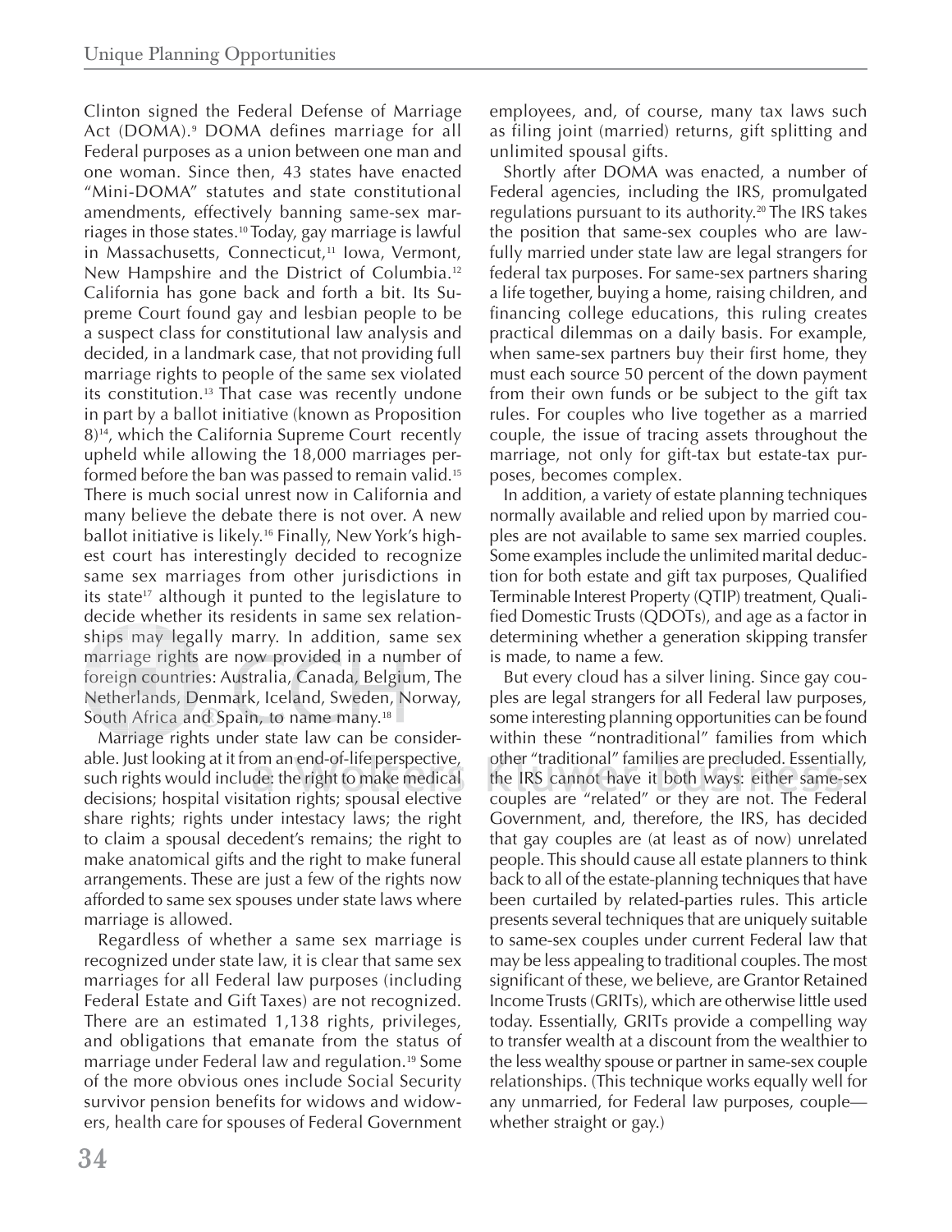Clinton signed the Federal Defense of Marriage Act (DOMA).[9] DOMA defines marriage for all Federal purposes as a union between one man and one woman. Since then, 43 states have enacted "Mini-DOMA" statutes and state constitutional amendments, effectively banning same-sex marriages in those states.[10] Today, gay marriage is lawful in Massachusetts, Connecticut,[11] Iowa, Vermont, New Hampshire and the District of Columbia.[12] California has gone back and forth a bit. Its Supreme Court found gay and lesbian people to be a suspect class for constitutional law analysis and decided, in a landmark case, that not providing full marriage rights to people of the same sex violated its constitution.[13] That case was recently undone in part by a ballot initiative (known as Proposition 8)[14], which the California Supreme Court recently upheld while allowing the 18,000 marriages performed before the ban was passed to remain valid.[15] There is much social unrest now in California and many believe the debate there is not over. A new ballot initiative is likely.[16] Finally, New York's highest court has interestingly decided to recognize same sex marriages from other jurisdictions in its state[17] although it punted to the legislature to decide whether its residents in same sex relationships may legally marry. In addition, same sex marriage rights are now provided in a number of foreign countries: Australia, Canada, Belgium, The Netherlands, Denmark, Iceland, Sweden, Norway, South Africa and Spain, to name many.[18]

Marriage rights under state law can be considerable. Just looking at it from an end-of-life perspective, such rights would include: the right to make medical decisions; hospital visitation rights; spousal elective share rights; rights under intestacy laws; the right to claim a spousal decedent's remains; the right to make anatomical gifts and the right to make funeral arrangements. These are just a few of the rights now afforded to same sex spouses under state laws where marriage is allowed.

Regardless of whether a same sex marriage is recognized under state law, it is clear that same sex marriages for all Federal law purposes (including Federal Estate and Gift Taxes) are not recognized. There are an estimated 1,138 rights, privileges, and obligations that emanate from the status of marriage under Federal law and regulation.[19] Some of the more obvious ones include Social Security survivor pension benefits for widows and widowers, health care for spouses of Federal Government employees, and, of course, many tax laws such as filing joint (married) returns, gift splitting and unlimited spousal gifts.

Shortly after DOMA was enacted, a number of Federal agencies, including the IRS, promulgated regulations pursuant to its authority.[20] The IRS takes the position that same-sex couples who are lawfully married under state law are legal strangers for federal tax purposes. For same-sex partners sharing a life together, buying a home, raising children, and financing college educations, this ruling creates practical dilemmas on a daily basis. For example, when same-sex partners buy their first home, they must each source 50 percent of the down payment from their own funds or be subject to the gift tax rules. For couples who live together as a married couple, the issue of tracing assets throughout the marriage, not only for gift-tax but estate-tax purposes, becomes complex.

In addition, a variety of estate planning techniques normally available and relied upon by married couples are not available to same sex married couples. Some examples include the unlimited marital deduction for both estate and gift tax purposes, Qualified Terminable Interest Property (QTIP) treatment, Qualified Domestic Trusts (QDOTs), and age as a factor in determining whether a generation skipping transfer is made, to name a few.

But every cloud has a silver lining. Since gay couples are legal strangers for all Federal law purposes, some interesting planning opportunities can be found within these "nontraditional" families from which other "traditional" families are precluded. Essentially, the IRS cannot have it both ways: either same-sex couples are "related" or they are not. The Federal Government, and, therefore, the IRS, has decided that gay couples are (at least as of now) unrelated people. This should cause all estate planners to think back to all of the estate-planning techniques that have been curtailed by related-parties rules. This article presents several techniques that are uniquely suitable to same-sex couples under current Federal law that may be less appealing to traditional couples. The most significant of these, we believe, are Grantor Retained Income Trusts (GRITs), which are otherwise little used today. Essentially, GRITs provide a compelling way to transfer wealth at a discount from the wealthier to the less wealthy spouse or partner in same-sex couple relationships. (This technique works equally well for any unmarried, for Federal law purposes, couple—whether straight or gay.)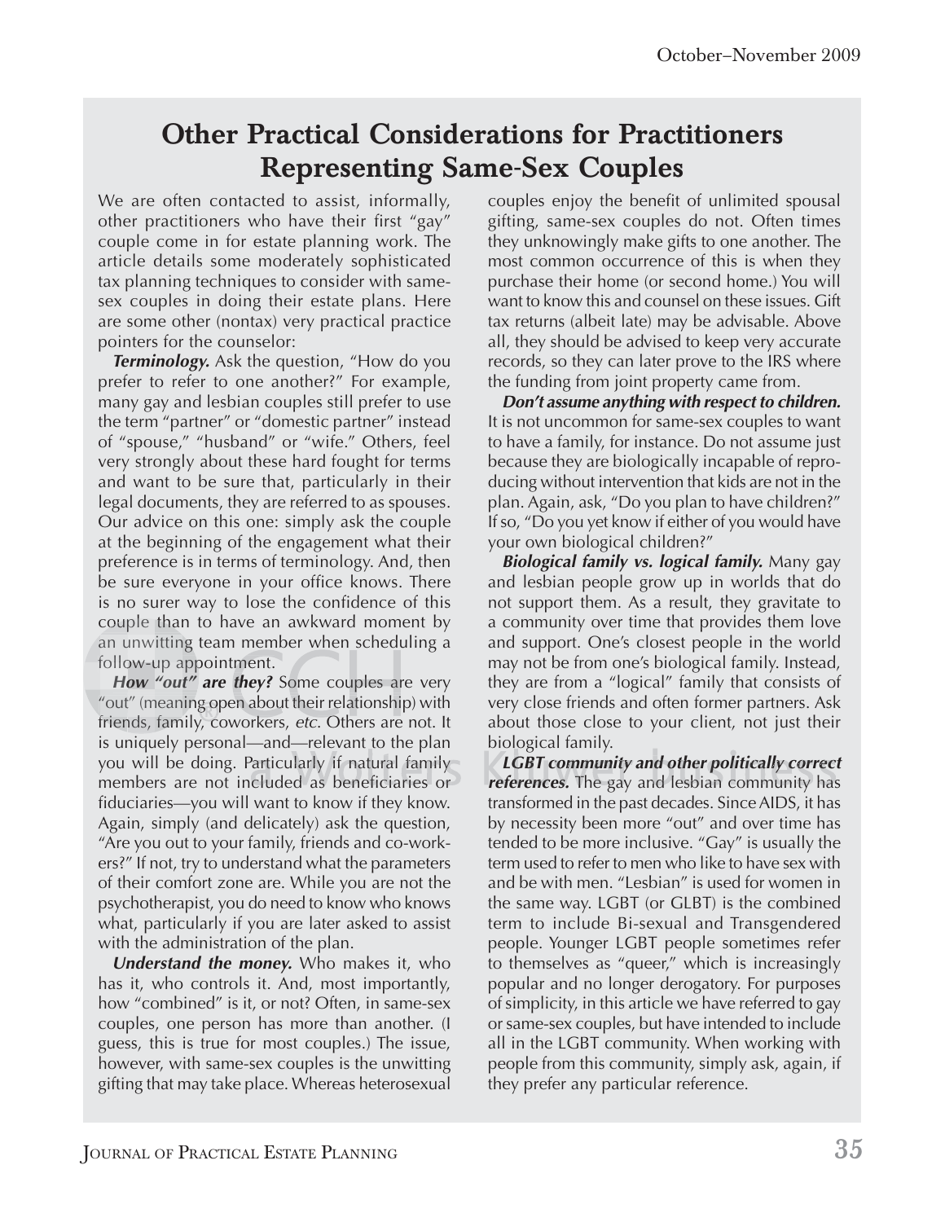## Other Practical Considerations for Practitioners Representing Same-Sex Couples

We are often contacted to assist, informally, other practitioners who have their first "gay" couple come in for estate planning work. The article details some moderately sophisticated tax planning techniques to consider with same-sex couples in doing their estate plans. Here are some other (nontax) very practical practice pointers for the counselor:

***Terminology.*** Ask the question, "How do you prefer to refer to one another?" For example, many gay and lesbian couples still prefer to use the term "partner" or "domestic partner" instead of "spouse," "husband" or "wife." Others, feel very strongly about these hard fought for terms and want to be sure that, particularly in their legal documents, they are referred to as spouses. Our advice on this one: simply ask the couple at the beginning of the engagement what their preference is in terms of terminology. And, then be sure everyone in your office knows. There is no surer way to lose the confidence of this couple than to have an awkward moment by an unwitting team member when scheduling a follow-up appointment.

***How "out" are they?*** Some couples are very "out" (meaning open about their relationship) with friends, family, coworkers, *etc*. Others are not. It is uniquely personal—and—relevant to the plan you will be doing. Particularly if natural family members are not included as beneficiaries or fiduciaries—you will want to know if they know. Again, simply (and delicately) ask the question, "Are you out to your family, friends and co-workers?" If not, try to understand what the parameters of their comfort zone are. While you are not the psychotherapist, you do need to know who knows what, particularly if you are later asked to assist with the administration of the plan.

***Understand the money.*** Who makes it, who has it, who controls it. And, most importantly, how "combined" is it, or not? Often, in same-sex couples, one person has more than another. (I guess, this is true for most couples.) The issue, however, with same-sex couples is the unwitting gifting that may take place. Whereas heterosexual couples enjoy the benefit of unlimited spousal gifting, same-sex couples do not. Often times they unknowingly make gifts to one another. The most common occurrence of this is when they purchase their home (or second home.) You will want to know this and counsel on these issues. Gift tax returns (albeit late) may be advisable. Above all, they should be advised to keep very accurate records, so they can later prove to the IRS where the funding from joint property came from.

***Don't assume anything with respect to children.*** It is not uncommon for same-sex couples to want to have a family, for instance. Do not assume just because they are biologically incapable of reproducing without intervention that kids are not in the plan. Again, ask, "Do you plan to have children?" If so, "Do you yet know if either of you would have your own biological children?"

***Biological family vs. logical family.*** Many gay and lesbian people grow up in worlds that do not support them. As a result, they gravitate to a community over time that provides them love and support. One's closest people in the world may not be from one's biological family. Instead, they are from a "logical" family that consists of very close friends and often former partners. Ask about those close to your client, not just their biological family.

***LGBT community and other politically correct references.*** The gay and lesbian community has transformed in the past decades. Since AIDS, it has by necessity been more "out" and over time has tended to be more inclusive. "Gay" is usually the term used to refer to men who like to have sex with and be with men. "Lesbian" is used for women in the same way. LGBT (or GLBT) is the combined term to include Bi-sexual and Transgendered people. Younger LGBT people sometimes refer to themselves as "queer," which is increasingly popular and no longer derogatory. For purposes of simplicity, in this article we have referred to gay or same-sex couples, but have intended to include all in the LGBT community. When working with people from this community, simply ask, again, if they prefer any particular reference.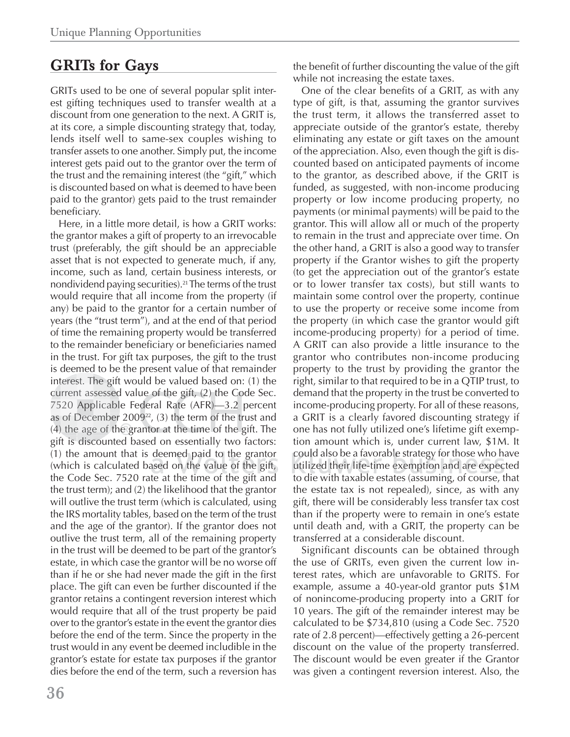## GRITs for Gays

GRITs used to be one of several popular split interest gifting techniques used to transfer wealth at a discount from one generation to the next. A GRIT is, at its core, a simple discounting strategy that, today, lends itself well to same-sex couples wishing to transfer assets to one another. Simply put, the income interest gets paid out to the grantor over the term of the trust and the remaining interest (the "gift," which is discounted based on what is deemed to have been paid to the grantor) gets paid to the trust remainder beneficiary.

Here, in a little more detail, is how a GRIT works: the grantor makes a gift of property to an irrevocable trust (preferably, the gift should be an appreciable asset that is not expected to generate much, if any, income, such as land, certain business interests, or nondividend paying securities).[21] The terms of the trust would require that all income from the property (if any) be paid to the grantor for a certain number of years (the "trust term"), and at the end of that period of time the remaining property would be transferred to the remainder beneficiary or beneficiaries named in the trust. For gift tax purposes, the gift to the trust is deemed to be the present value of that remainder interest. The gift would be valued based on: (1) the current assessed value of the gift, (2) the Code Sec. 7520 Applicable Federal Rate (AFR)—3.2 percent as of December 2009[22], (3) the term of the trust and (4) the age of the grantor at the time of the gift. The gift is discounted based on essentially two factors: (1) the amount that is deemed paid to the grantor (which is calculated based on the value of the gift, the Code Sec. 7520 rate at the time of the gift and the trust term); and (2) the likelihood that the grantor will outlive the trust term (which is calculated, using the IRS mortality tables, based on the term of the trust and the age of the grantor). If the grantor does not outlive the trust term, all of the remaining property in the trust will be deemed to be part of the grantor's estate, in which case the grantor will be no worse off than if he or she had never made the gift in the first place. The gift can even be further discounted if the grantor retains a contingent reversion interest which would require that all of the trust property be paid over to the grantor's estate in the event the grantor dies before the end of the term. Since the property in the trust would in any event be deemed includible in the grantor's estate for estate tax purposes if the grantor dies before the end of the term, such a reversion has the benefit of further discounting the value of the gift while not increasing the estate taxes.

One of the clear benefits of a GRIT, as with any type of gift, is that, assuming the grantor survives the trust term, it allows the transferred asset to appreciate outside of the grantor's estate, thereby eliminating any estate or gift taxes on the amount of the appreciation. Also, even though the gift is discounted based on anticipated payments of income to the grantor, as described above, if the GRIT is funded, as suggested, with non-income producing property or low income producing property, no payments (or minimal payments) will be paid to the grantor. This will allow all or much of the property to remain in the trust and appreciate over time. On the other hand, a GRIT is also a good way to transfer property if the Grantor wishes to gift the property (to get the appreciation out of the grantor's estate or to lower transfer tax costs), but still wants to maintain some control over the property, continue to use the property or receive some income from the property (in which case the grantor would gift income-producing property) for a period of time. A GRIT can also provide a little insurance to the grantor who contributes non-income producing property to the trust by providing the grantor the right, similar to that required to be in a QTIP trust, to demand that the property in the trust be converted to income-producing property. For all of these reasons, a GRIT is a clearly favored discounting strategy if one has not fully utilized one's lifetime gift exemption amount which is, under current law, $1M. It could also be a favorable strategy for those who have utilized their life-time exemption and are expected to die with taxable estates (assuming, of course, that the estate tax is not repealed), since, as with any gift, there will be considerably less transfer tax cost than if the property were to remain in one's estate until death and, with a GRIT, the property can be transferred at a considerable discount.

Significant discounts can be obtained through the use of GRITs, even given the current low interest rates, which are unfavorable to GRITS. For example, assume a 40-year-old grantor puts $1M of nonincome-producing property into a GRIT for 10 years. The gift of the remainder interest may be calculated to be $734,810 (using a Code Sec. 7520 rate of 2.8 percent)—effectively getting a 26-percent discount on the value of the property transferred. The discount would be even greater if the Grantor was given a contingent reversion interest. Also, the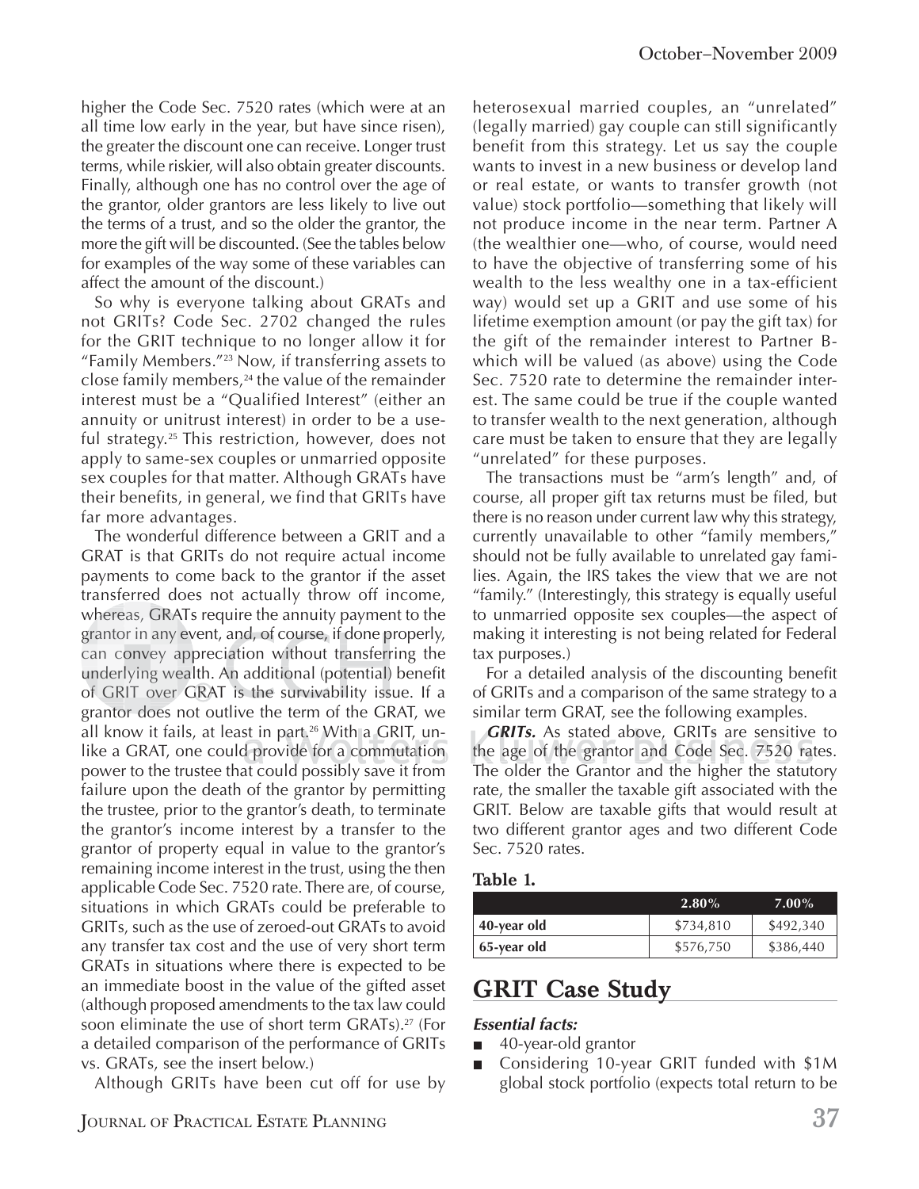higher the Code Sec. 7520 rates (which were at an all time low early in the year, but have since risen), the greater the discount one can receive. Longer trust terms, while riskier, will also obtain greater discounts. Finally, although one has no control over the age of the grantor, older grantors are less likely to live out the terms of a trust, and so the older the grantor, the more the gift will be discounted. (See the tables below for examples of the way some of these variables can affect the amount of the discount.)

So why is everyone talking about GRATs and not GRITs? Code Sec. 2702 changed the rules for the GRIT technique to no longer allow it for "Family Members."[23] Now, if transferring assets to close family members,[24] the value of the remainder interest must be a "Qualified Interest" (either an annuity or unitrust interest) in order to be a useful strategy.[25] This restriction, however, does not apply to same-sex couples or unmarried opposite sex couples for that matter. Although GRATs have their benefits, in general, we find that GRITs have far more advantages.

The wonderful difference between a GRIT and a GRAT is that GRITs do not require actual income payments to come back to the grantor if the asset transferred does not actually throw off income, whereas, GRATs require the annuity payment to the grantor in any event, and, of course, if done properly, can convey appreciation without transferring the underlying wealth. An additional (potential) benefit of GRIT over GRAT is the survivability issue. If a grantor does not outlive the term of the GRAT, we all know it fails, at least in part.[26] With a GRIT, unlike a GRAT, one could provide for a commutation power to the trustee that could possibly save it from failure upon the death of the grantor by permitting the trustee, prior to the grantor's death, to terminate the grantor's income interest by a transfer to the grantor of property equal in value to the grantor's remaining income interest in the trust, using the then applicable Code Sec. 7520 rate. There are, of course, situations in which GRATs could be preferable to GRITs, such as the use of zeroed-out GRATs to avoid any transfer tax cost and the use of very short term GRATs in situations where there is expected to be an immediate boost in the value of the gifted asset (although proposed amendments to the tax law could soon eliminate the use of short term GRATs).[27] (For a detailed comparison of the performance of GRITs vs. GRATs, see the insert below.)

Although GRITs have been cut off for use by heterosexual married couples, an "unrelated" (legally married) gay couple can still significantly benefit from this strategy. Let us say the couple wants to invest in a new business or develop land or real estate, or wants to transfer growth (not value) stock portfolio—something that likely will not produce income in the near term. Partner A (the wealthier one—who, of course, would need to have the objective of transferring some of his wealth to the less wealthy one in a tax-efficient way) would set up a GRIT and use some of his lifetime exemption amount (or pay the gift tax) for the gift of the remainder interest to Partner B-which will be valued (as above) using the Code Sec. 7520 rate to determine the remainder interest. The same could be true if the couple wanted to transfer wealth to the next generation, although care must be taken to ensure that they are legally "unrelated" for these purposes.

The transactions must be "arm's length" and, of course, all proper gift tax returns must be filed, but there is no reason under current law why this strategy, currently unavailable to other "family members," should not be fully available to unrelated gay families. Again, the IRS takes the view that we are not "family." (Interestingly, this strategy is equally useful to unmarried opposite sex couples—the aspect of making it interesting is not being related for Federal tax purposes.)

For a detailed analysis of the discounting benefit of GRITs and a comparison of the same strategy to a similar term GRAT, see the following examples.

***GRITs.*** As stated above, GRITs are sensitive to the age of the grantor and Code Sec. 7520 rates. The older the Grantor and the higher the statutory rate, the smaller the taxable gift associated with the GRIT. Below are taxable gifts that would result at two different grantor ages and two different Code Sec. 7520 rates.

**Table 1.**

| | 2.80% | 7.00% |
|---|---|---|
| 40-year old | $734,810 | $492,340 |
| 65-year old | $576,750 | $386,440 |

## GRIT Case Study

***Essential facts:***

- 40-year-old grantor
- Considering 10-year GRIT funded with $1M global stock portfolio (expects total return to be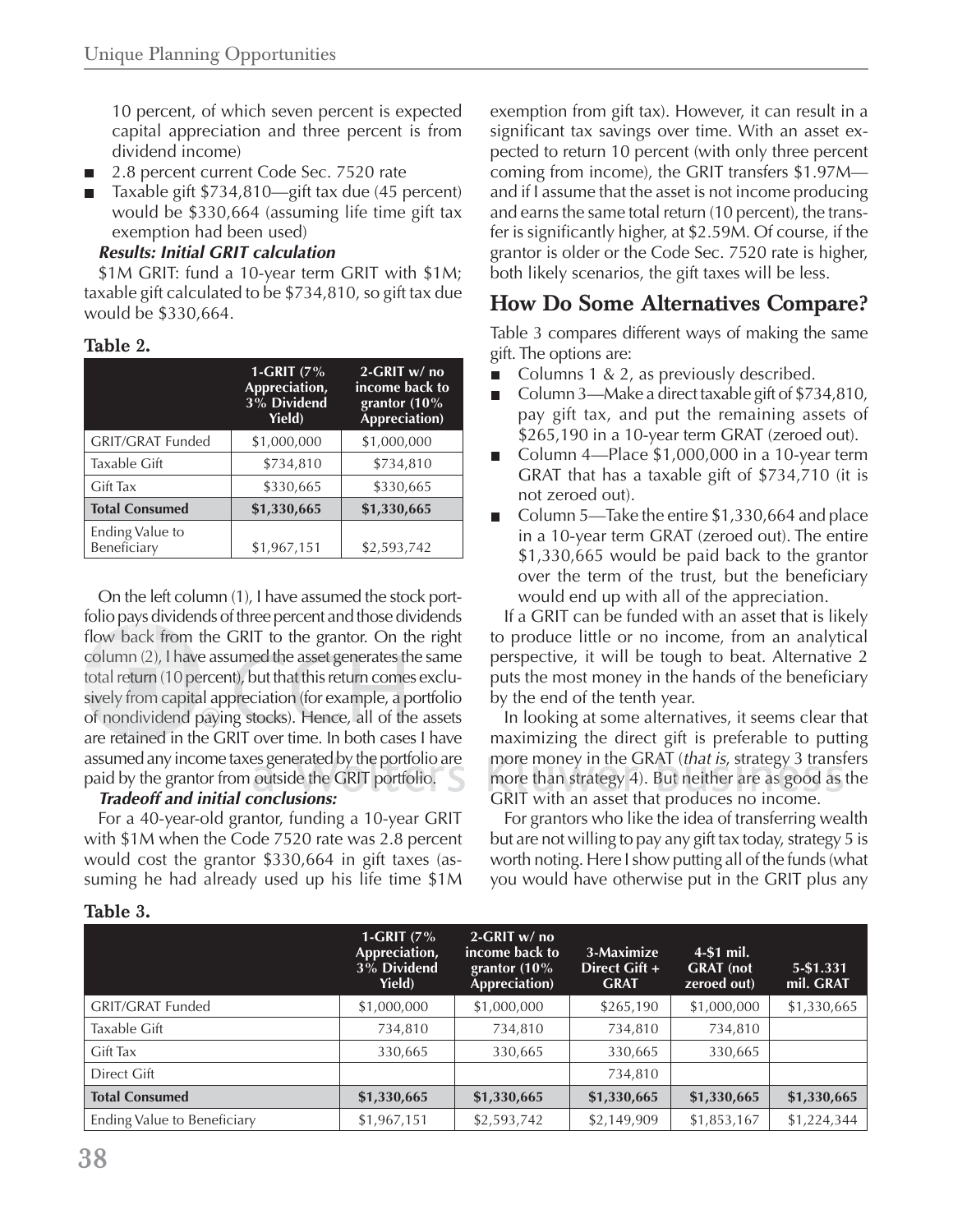10 percent, of which seven percent is expected capital appreciation and three percent is from dividend income)

- 2.8 percent current Code Sec. 7520 rate
- Taxable gift $734,810—gift tax due (45 percent) would be $330,664 (assuming life time gift tax exemption had been used)

***Results: Initial GRIT calculation***

$1M GRIT: fund a 10-year term GRIT with $1M; taxable gift calculated to be $734,810, so gift tax due would be $330,664.

**Table 2.**

| | 1-GRIT (7% Appreciation, 3% Dividend Yield) | 2-GRIT w/ no income back to grantor (10% Appreciation) |
|---|---|---|
| GRIT/GRAT Funded | $1,000,000 | $1,000,000 |
| Taxable Gift | $734,810 | $734,810 |
| Gift Tax | $330,665 | $330,665 |
| **Total Consumed** | **$1,330,665** | **$1,330,665** |
| Ending Value to Beneficiary | $1,967,151 | $2,593,742 |

On the left column (1), I have assumed the stock portfolio pays dividends of three percent and those dividends flow back from the GRIT to the grantor. On the right column (2), I have assumed the asset generates the same total return (10 percent), but that this return comes exclusively from capital appreciation (for example, a portfolio of nondividend paying stocks). Hence, all of the assets are retained in the GRIT over time. In both cases I have assumed any income taxes generated by the portfolio are paid by the grantor from outside the GRIT portfolio.

***Tradeoff and initial conclusions:***

For a 40-year-old grantor, funding a 10-year GRIT with $1M when the Code 7520 rate was 2.8 percent would cost the grantor $330,664 in gift taxes (assuming he had already used up his life time $1M exemption from gift tax). However, it can result in a significant tax savings over time. With an asset expected to return 10 percent (with only three percent coming from income), the GRIT transfers $1.97M—and if I assume that the asset is not income producing and earns the same total return (10 percent), the transfer is significantly higher, at $2.59M. Of course, if the grantor is older or the Code Sec. 7520 rate is higher, both likely scenarios, the gift taxes will be less.

## How Do Some Alternatives Compare?

Table 3 compares different ways of making the same gift. The options are:

- Columns 1 & 2, as previously described.
- Column 3—Make a direct taxable gift of $734,810, pay gift tax, and put the remaining assets of $265,190 in a 10-year term GRAT (zeroed out).
- Column 4—Place $1,000,000 in a 10-year term GRAT that has a taxable gift of $734,710 (it is not zeroed out).
- Column 5—Take the entire $1,330,664 and place in a 10-year term GRAT (zeroed out). The entire $1,330,665 would be paid back to the grantor over the term of the trust, but the beneficiary would end up with all of the appreciation.

If a GRIT can be funded with an asset that is likely to produce little or no income, from an analytical perspective, it will be tough to beat. Alternative 2 puts the most money in the hands of the beneficiary by the end of the tenth year.

In looking at some alternatives, it seems clear that maximizing the direct gift is preferable to putting more money in the GRAT (*that is*, strategy 3 transfers more than strategy 4). But neither are as good as the GRIT with an asset that produces no income.

For grantors who like the idea of transferring wealth but are not willing to pay any gift tax today, strategy 5 is worth noting. Here I show putting all of the funds (what you would have otherwise put in the GRIT plus any

**Table 3.**

| | 1-GRIT (7% Appreciation, 3% Dividend Yield) | 2-GRIT w/ no income back to grantor (10% Appreciation) | 3-Maximize Direct Gift + GRAT | 4-$1 mil. GRAT (not zeroed out) | 5-$1.331 mil. GRAT |
|---|---|---|---|---|---|
| GRIT/GRAT Funded | $1,000,000 | $1,000,000 | $265,190 | $1,000,000 | $1,330,665 |
| Taxable Gift | 734,810 | 734,810 | 734,810 | 734,810 | |
| Gift Tax | 330,665 | 330,665 | 330,665 | 330,665 | |
| Direct Gift | | | 734,810 | | |
| **Total Consumed** | **$1,330,665** | **$1,330,665** | **$1,330,665** | **$1,330,665** | **$1,330,665** |
| Ending Value to Beneficiary | $1,967,151 | $2,593,742 | $2,149,909 | $1,853,167 | $1,224,344 |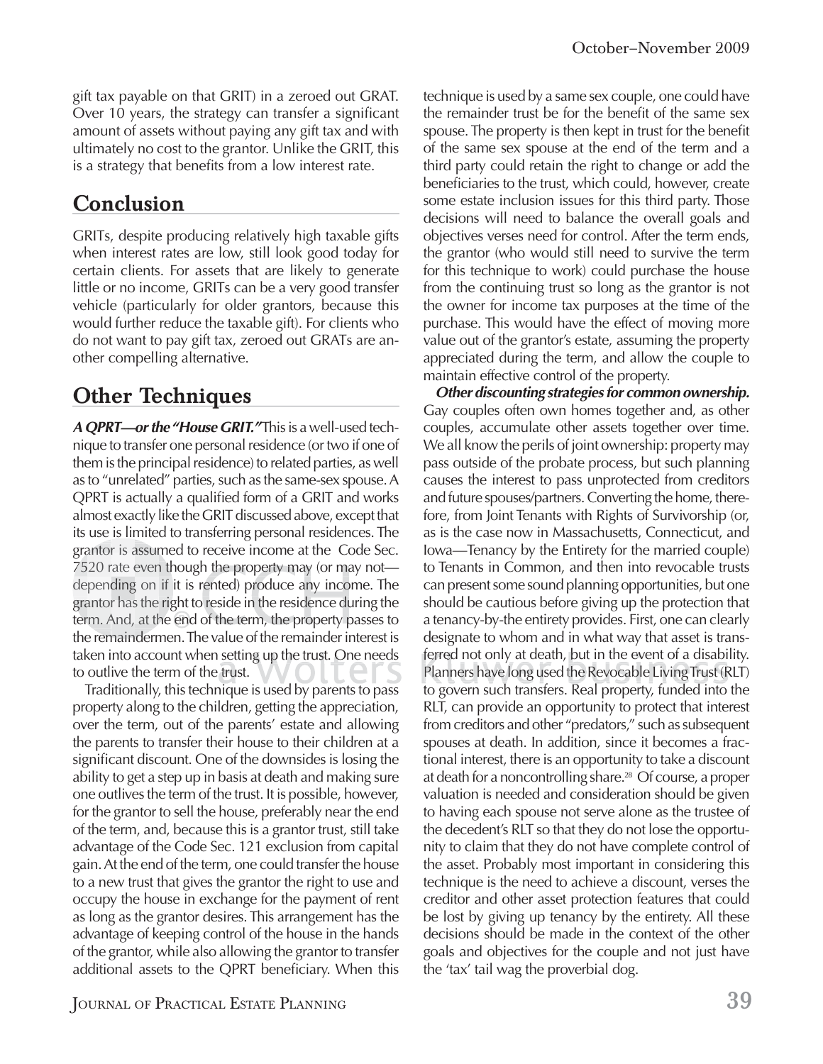gift tax payable on that GRIT) in a zeroed out GRAT. Over 10 years, the strategy can transfer a significant amount of assets without paying any gift tax and with ultimately no cost to the grantor. Unlike the GRIT, this is a strategy that benefits from a low interest rate.

## Conclusion

GRITs, despite producing relatively high taxable gifts when interest rates are low, still look good today for certain clients. For assets that are likely to generate little or no income, GRITs can be a very good transfer vehicle (particularly for older grantors, because this would further reduce the taxable gift). For clients who do not want to pay gift tax, zeroed out GRATs are another compelling alternative.

## Other Techniques

***A QPRT—or the "House GRIT."*** This is a well-used technique to transfer one personal residence (or two if one of them is the principal residence) to related parties, as well as to "unrelated" parties, such as the same-sex spouse. A QPRT is actually a qualified form of a GRIT and works almost exactly like the GRIT discussed above, except that its use is limited to transferring personal residences. The grantor is assumed to receive income at the Code Sec. 7520 rate even though the property may (or may not—depending on if it is rented) produce any income. The grantor has the right to reside in the residence during the term. And, at the end of the term, the property passes to the remaindermen. The value of the remainder interest is taken into account when setting up the trust. One needs to outlive the term of the trust.

Traditionally, this technique is used by parents to pass property along to the children, getting the appreciation, over the term, out of the parents' estate and allowing the parents to transfer their house to their children at a significant discount. One of the downsides is losing the ability to get a step up in basis at death and making sure one outlives the term of the trust. It is possible, however, for the grantor to sell the house, preferably near the end of the term, and, because this is a grantor trust, still take advantage of the Code Sec. 121 exclusion from capital gain. At the end of the term, one could transfer the house to a new trust that gives the grantor the right to use and occupy the house in exchange for the payment of rent as long as the grantor desires. This arrangement has the advantage of keeping control of the house in the hands of the grantor, while also allowing the grantor to transfer additional assets to the QPRT beneficiary. When this technique is used by a same sex couple, one could have the remainder trust be for the benefit of the same sex spouse. The property is then kept in trust for the benefit of the same sex spouse at the end of the term and a third party could retain the right to change or add the beneficiaries to the trust, which could, however, create some estate inclusion issues for this third party. Those decisions will need to balance the overall goals and objectives verses need for control. After the term ends, the grantor (who would still need to survive the term for this technique to work) could purchase the house from the continuing trust so long as the grantor is not the owner for income tax purposes at the time of the purchase. This would have the effect of moving more value out of the grantor's estate, assuming the property appreciated during the term, and allow the couple to maintain effective control of the property.

***Other discounting strategies for common ownership.*** Gay couples often own homes together and, as other couples, accumulate other assets together over time. We all know the perils of joint ownership: property may pass outside of the probate process, but such planning causes the interest to pass unprotected from creditors and future spouses/partners. Converting the home, therefore, from Joint Tenants with Rights of Survivorship (or, as is the case now in Massachusetts, Connecticut, and Iowa—Tenancy by the Entirety for the married couple) to Tenants in Common, and then into revocable trusts can present some sound planning opportunities, but one should be cautious before giving up the protection that a tenancy-by-the entirety provides. First, one can clearly designate to whom and in what way that asset is transferred not only at death, but in the event of a disability. Planners have long used the Revocable Living Trust (RLT) to govern such transfers. Real property, funded into the RLT, can provide an opportunity to protect that interest from creditors and other "predators," such as subsequent spouses at death. In addition, since it becomes a fractional interest, there is an opportunity to take a discount at death for a noncontrolling share.[28] Of course, a proper valuation is needed and consideration should be given to having each spouse not serve alone as the trustee of the decedent's RLT so that they do not lose the opportunity to claim that they do not have complete control of the asset. Probably most important in considering this technique is the need to achieve a discount, verses the creditor and other asset protection features that could be lost by giving up tenancy by the entirety. All these decisions should be made in the context of the other goals and objectives for the couple and not just have the 'tax' tail wag the proverbial dog.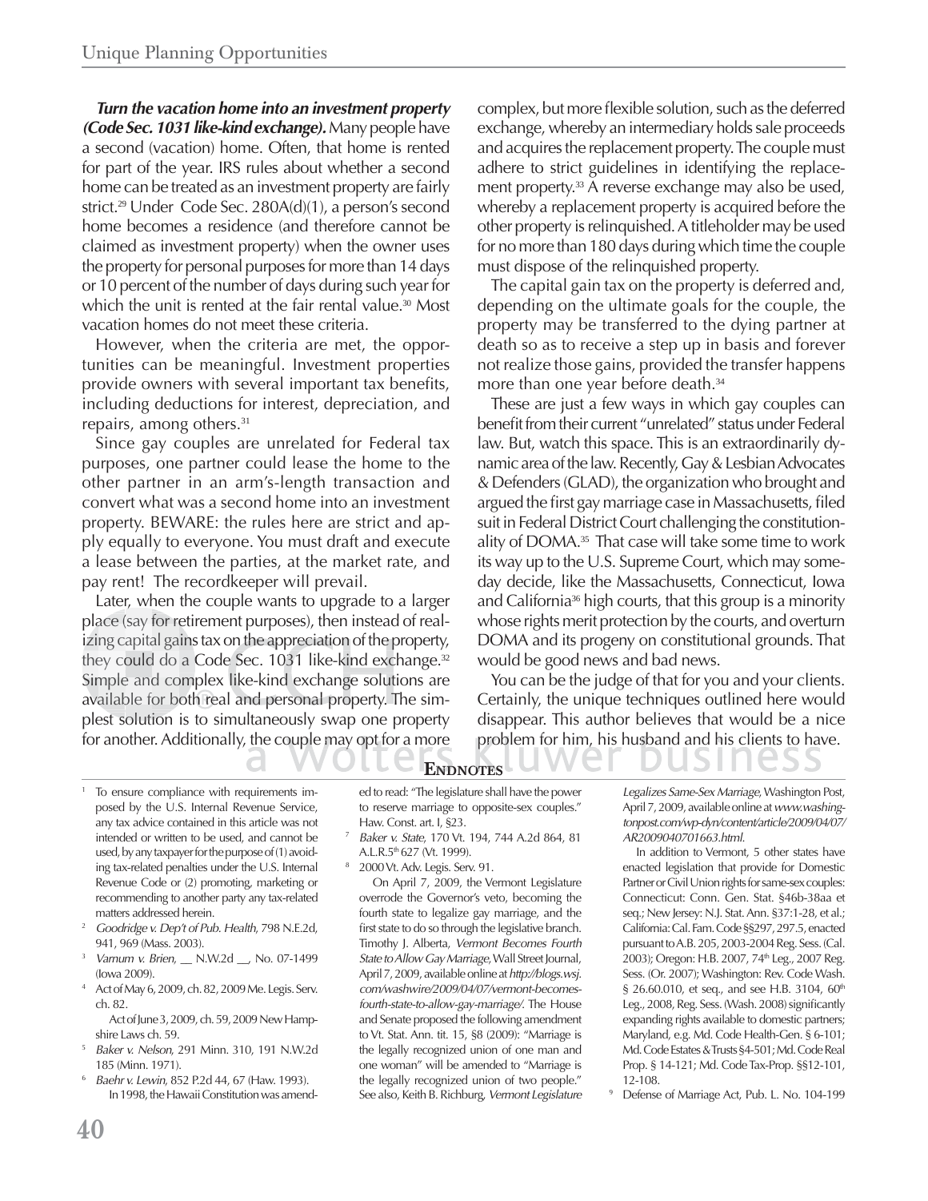***Turn the vacation home into an investment property (Code Sec. 1031 like-kind exchange).*** Many people have a second (vacation) home. Often, that home is rented for part of the year. IRS rules about whether a second home can be treated as an investment property are fairly strict.[29] Under Code Sec. 280A(d)(1), a person's second home becomes a residence (and therefore cannot be claimed as investment property) when the owner uses the property for personal purposes for more than 14 days or 10 percent of the number of days during such year for which the unit is rented at the fair rental value.[30] Most vacation homes do not meet these criteria.

However, when the criteria are met, the opportunities can be meaningful. Investment properties provide owners with several important tax benefits, including deductions for interest, depreciation, and repairs, among others.[31]

Since gay couples are unrelated for Federal tax purposes, one partner could lease the home to the other partner in an arm's-length transaction and convert what was a second home into an investment property. BEWARE: the rules here are strict and apply equally to everyone. You must draft and execute a lease between the parties, at the market rate, and pay rent! The recordkeeper will prevail.

Later, when the couple wants to upgrade to a larger place (say for retirement purposes), then instead of realizing capital gains tax on the appreciation of the property, they could do a Code Sec. 1031 like-kind exchange.[32] Simple and complex like-kind exchange solutions are available for both real and personal property. The simplest solution is to simultaneously swap one property for another. Additionally, the couple may opt for a more complex, but more flexible solution, such as the deferred exchange, whereby an intermediary holds sale proceeds and acquires the replacement property. The couple must adhere to strict guidelines in identifying the replacement property.[33] A reverse exchange may also be used, whereby a replacement property is acquired before the other property is relinquished. A titleholder may be used for no more than 180 days during which time the couple must dispose of the relinquished property.

The capital gain tax on the property is deferred and, depending on the ultimate goals for the couple, the property may be transferred to the dying partner at death so as to receive a step up in basis and forever not realize those gains, provided the transfer happens more than one year before death.[34]

These are just a few ways in which gay couples can benefit from their current "unrelated" status under Federal law. But, watch this space. This is an extraordinarily dynamic area of the law. Recently, Gay & Lesbian Advocates & Defenders (GLAD), the organization who brought and argued the first gay marriage case in Massachusetts, filed suit in Federal District Court challenging the constitutionality of DOMA.[35] That case will take some time to work its way up to the U.S. Supreme Court, which may someday decide, like the Massachusetts, Connecticut, Iowa and California[36] high courts, that this group is a minority whose rights merit protection by the courts, and overturn DOMA and its progeny on constitutional grounds. That would be good news and bad news.

You can be the judge of that for you and your clients. Certainly, the unique techniques outlined here would disappear. This author believes that would be a nice problem for him, his husband and his clients to have.

## Endnotes

1. To ensure compliance with requirements imposed by the U.S. Internal Revenue Service, any tax advice contained in this article was not intended or written to be used, and cannot be used, by any taxpayer for the purpose of (1) avoiding tax-related penalties under the U.S. Internal Revenue Code or (2) promoting, marketing or recommending to another party any tax-related matters addressed herein.
2. *Goodridge v. Dep't of Pub. Health*, 798 N.E.2d, 941, 969 (Mass. 2003).
3. *Varnum v. Brien*, __ N.W.2d __, No. 07-1499 (Iowa 2009).
4. Act of May 6, 2009, ch. 82, 2009 Me. Legis. Serv. ch. 82.

   Act of June 3, 2009, ch. 59, 2009 New Hampshire Laws ch. 59.
5. *Baker v. Nelson*, 291 Minn. 310, 191 N.W.2d 185 (Minn. 1971).
6. *Baehr v. Lewin*, 852 P.2d 44, 67 (Haw. 1993).

   In 1998, the Hawaii Constitution was amended to read: "The legislature shall have the power to reserve marriage to opposite-sex couples." Haw. Const. art. I, §23.
7. *Baker v. State*, 170 Vt. 194, 744 A.2d 864, 81 A.L.R.5th 627 (Vt. 1999).
8. 2000 Vt. Adv. Legis. Serv. 91.

   On April 7, 2009, the Vermont Legislature overrode the Governor's veto, becoming the fourth state to legalize gay marriage, and the first state to do so through the legislative branch. Timothy J. Alberta, *Vermont Becomes Fourth State to Allow Gay Marriage*, Wall Street Journal, April 7, 2009, available online at *http://blogs.wsj.com/washwire/2009/04/07/vermont-becomes-fourth-state-to-allow-gay-marriage/.* The House and Senate proposed the following amendment to Vt. Stat. Ann. tit. 15, §8 (2009): "Marriage is the legally recognized union of one man and one woman" will be amended to "Marriage is the legally recognized union of two people." See also, Keith B. Richburg, *Vermont Legislature Legalizes Same-Sex Marriage*, Washington Post, April 7, 2009, available online at *www.washingtonpost.com/wp-dyn/content/article/2009/04/07/AR2009040701663.html.*

   In addition to Vermont, 5 other states have enacted legislation that provide for Domestic Partner or Civil Union rights for same-sex couples: Connecticut: Conn. Gen. Stat. §46b-38aa et seq.; New Jersey: N.J. Stat. Ann. §37:1-28, et al.; California: Cal. Fam. Code §§297, 297.5, enacted pursuant to A.B. 205, 2003-2004 Reg. Sess. (Cal. 2003); Oregon: H.B. 2007, 74th Leg., 2007 Reg. Sess. (Or. 2007); Washington: Rev. Code Wash. § 26.60.010, et seq., and see H.B. 3104, 60th Leg., 2008, Reg. Sess. (Wash. 2008) significantly expanding rights available to domestic partners; Maryland, e.g. Md. Code Health-Gen. § 6-101; Md. Code Estates & Trusts §4-501; Md. Code Real Prop. § 14-121; Md. Code Tax-Prop. §§12-101, 12-108.
9. Defense of Marriage Act, Pub. L. No. 104-199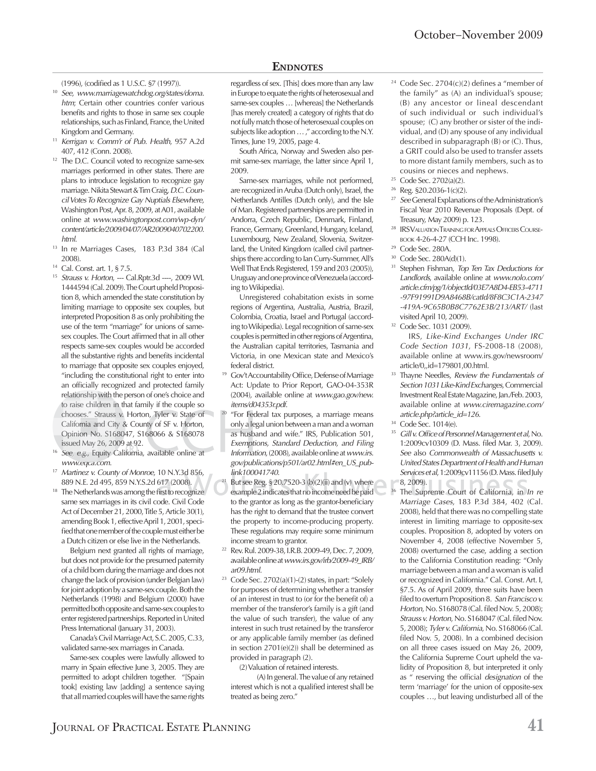## Endnotes

(1996), (codified as 1 U.S.C. §7 (1997)).

10. *See, www.marriagewatchdog.org/states/doma.htm*; Certain other countries confer various benefits and rights to those in same sex couple relationships, such as Finland, France, the United Kingdom and Germany.

11. *Kerrigan v. Comm'r of Pub. Health*, 957 A.2d 407, 412 (Conn. 2008).

12. The D.C. Council voted to recognize same-sex marriages performed in other states. There are plans to introduce legislation to recognize gay marriage. Nikita Stewart & Tim Craig, *D.C. Council Votes To Recognize Gay Nuptials Elsewhere*, Washington Post, Apr. 8, 2009, at A01, available online at *www.washingtonpost.com/wp-dyn/content/article/2009/04/07/AR2009040702200.html*.

13. In re Marriages Cases, 183 P.3d 384 (Cal 2008).

14. Cal. Const. art. 1, § 7.5.

15. *Strauss v. Horton*, --- Cal.Rptr.3d ----, 2009 WL 1444594 (Cal. 2009). The Court upheld Proposition 8, which amended the state constitution by limiting marriage to opposite sex couples, but interpreted Proposition 8 as only prohibiting the use of the term "marriage" for unions of same-sex couples. The Court affirmed that in all other respects same-sex couples would be accorded all the substantive rights and benefits incidental to marriage that opposite sex couples enjoyed, "including the constitutional right to enter into an officially recognized and protected family relationship with the person of one's choice and to raise children in that family if the couple so chooses." Strauss v. Horton, Tyler v. State of California and City & County of SF v. Horton, Opinion No. S168047, S168066 & S168078 issued May 26, 2009 at 92.

16. *See, e.g.*, Equity California, available online at *www.eqca.com*.

17. *Martinez v. County of Monroe*, 10 N.Y.3d 856, 889 N.E. 2d 495, 859 N.Y.S.2d 617 (2008).

18. The Netherlands was among the first to recognize same sex marriages in its civil code. Civil Code Act of December 21, 2000, Title 5, Article 30(1), amending Book 1, effective April 1, 2001, specified that one member of the couple must either be a Dutch citizen or else live in the Netherlands.

    Belgium next granted all rights of marriage, but does not provide for the presumed paternity of a child born during the marriage and does not change the lack of provision (under Belgian law) for joint adoption by a same-sex couple. Both the Netherlands (1998) and Belgium (2000) have permitted both opposite and same-sex couples to enter registered partnerships. Reported in United Press International (January 31, 2003).

    Canada's Civil Marriage Act, S.C. 2005, C.33, validated same-sex marriages in Canada.

    Same-sex couples were lawfully allowed to marry in Spain effective June 3, 2005. They are permitted to adopt children together. "[Spain took] existing law [adding] a sentence saying that all married couples will have the same rights regardless of sex. [This] does more than any law in Europe to equate the rights of heterosexual and same-sex couples … [whereas] the Netherlands [has merely created] a category of rights that do not fully match those of heterosexual couples on subjects like adoption … ," according to the N.Y. Times, June 19, 2005, page 4.

    South Africa, Norway and Sweden also permit same-sex marriage, the latter since April 1, 2009.

    Same-sex marriages, while not performed, are recognized in Aruba (Dutch only), Israel, the Netherlands Antilles (Dutch only), and the Isle of Man. Registered partnerships are permitted in Andorra, Czech Republic, Denmark, Finland, France, Germany, Greenland, Hungary, Iceland, Luxembourg, New Zealand, Slovenia, Switzerland, the United Kingdom (called civil partnerships there according to Ian Curry-Summer, All's Well That Ends Registered, 159 and 203 (2005)), Uruguay and one province of Venezuela (according to Wikipedia).

    Unregistered cohabitation exists in some regions of Argentina, Australia, Austria, Brazil, Colombia, Croatia, Israel and Portugal (according to Wikipedia). Legal recognition of same-sex couples is permitted in other regions of Argentina, the Australian capital territories, Tasmania and Victoria, in one Mexican state and Mexico's federal district.

19. Gov't Accountability Office, Defense of Marriage Act: Update to Prior Report, GAO-04-353R (2004), available online at *www.gao.gov/new.items/d04353r.pdf*.

20. "For Federal tax purposes, a marriage means only a legal union between a man and a woman as husband and wife." IRS, Publication 501, *Exemptions, Standard Deduction, and Filing Information*, (2008), available online at *www.irs.gov/publications/p501/ar02.html#en_US_publink100041740*.

21. But see Reg. § 20.7520-3 (b)(2)(ii) and (v) where example 2 indicates that no income need be paid to the grantor as long as the grantor-beneficiary has the right to demand that the trustee convert the property to income-producing property. These regulations may require some minimum income stream to grantor.

22. Rev. Rul. 2009-38, I.R.B. 2009-49, Dec. 7, 2009, available online at *www.irs.gov/irb/2009-49_IRB/ar09.html*.

23. Code Sec. 2702(a)(1)-(2) states, in part: "Solely for purposes of determining whether a transfer of an interest in trust to (or for the benefit of) a member of the transferor's family is a gift (and the value of such transfer), the value of any interest in such trust retained by the transferor or any applicable family member (as defined in section 2701(e)(2)) shall be determined as provided in paragraph (2).

    (2) Valuation of retained interests.

    (A) In general. The value of any retained interest which is not a qualified interest shall be treated as being zero."

24. Code Sec. 2704(c)(2) defines a "member of the family" as (A) an individual's spouse; (B) any ancestor or lineal descendant of such individual or such individual's spouse; (C) any brother or sister of the individual, and (D) any spouse of any individual described in subparagraph (B) or (C). Thus, a GRIT could also be used to transfer assets to more distant family members, such as to cousins or nieces and nephews.

25. Code Sec. 2702(a)(2).

26. Reg. §20.2036-1(c)(2).

27. *See* General Explanations of the Administration's Fiscal Year 2010 Revenue Proposals (Dept. of Treasury, May 2009) p. 123.

28. IRS Valuation Training for Appeals Officers Coursebook 4-26-4-27 (CCH Inc. 1998).

29. Code Sec. 280A.

30. Code Sec. 280A(d)(1).

31. Stephen Fishman, *Top Ten Tax Deductions for Landlords*, available online at *www.nolo.com/article.cfm/pg/1/objectId/03E7A8D4-EB53-4711-97F91991D9A8468B/catId/8F8C3C1A-2347-419A-9C65B0B8C7762E3B/213/ART/* (last visited April 10, 2009).

32. Code Sec. 1031 (2009).

    IRS, *Like-Kind Exchanges Under IRC Code Section 1031*, FS-2008-18 (2008), available online at www.irs.gov/newsroom/article/0,,id=179801,00.html.

33. Thayne Needles, *Review the Fundamentals of Section 1031 Like-Kind Exchanges*, Commercial Investment Real Estate Magazine, Jan./Feb. 2003, available online at *www.ciremagazine.com/article.php?article_id=126*.

34. Code Sec. 1014(e).

35. *Gill v. Office of Personnel Management et al*, No. 1:2009cv10309 (D. Mass. filed Mar. 3, 2009). *See* also *Commonwealth of Massachusetts v. United States Department of Health and Human Services et al*, 1:2009cv11156 (D. Mass. filed July 8, 2009).

36. The Supreme Court of California, in *In re Marriage Cases*, 183 P.3d 384, 402 (Cal. 2008), held that there was no compelling state interest in limiting marriage to opposite-sex couples. Proposition 8, adopted by voters on November 4, 2008 (effective November 5, 2008) overturned the case, adding a section to the California Constitution reading: "Only marriage between a man and a woman is valid or recognized in California." Cal. Const. Art. I, §7.5. As of April 2009, three suits have been filed to overturn Proposition 8. *San Francisco v. Horton*, No. S168078 (Cal. filed Nov. 5, 2008); *Strauss v. Horton*, No. S168047 (Cal. filed Nov. 5, 2008); *Tyler v. California*, No. S168066 (Cal. filed Nov. 5, 2008). In a combined decision on all three cases issued on May 26, 2009, the California Supreme Court upheld the validity of Proposition 8, but interpreted it only as " reserving the official *designation* of the term 'marriage' for the union of opposite-sex couples …, but leaving undisturbed all of the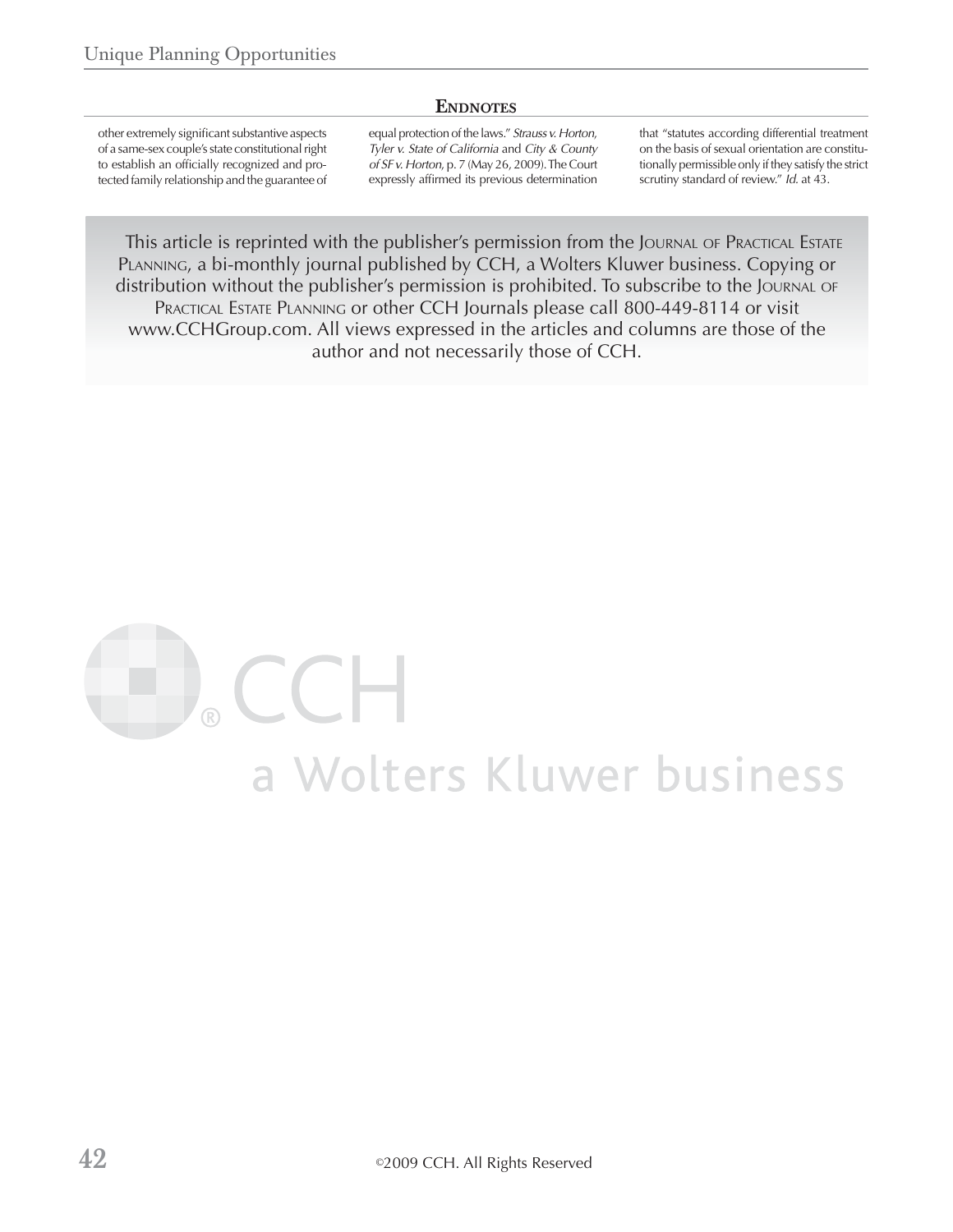## Endnotes

other extremely significant substantive aspects of a same-sex couple's state constitutional right to establish an officially recognized and protected family relationship and the guarantee of equal protection of the laws." *Strauss v. Horton, Tyler v. State of California* and *City & County of SF v. Horton*, p. 7 (May 26, 2009). The Court expressly affirmed its previous determination that "statutes according differential treatment on the basis of sexual orientation are constitutionally permissible only if they satisfy the strict scrutiny standard of review." *Id.* at 43.

This article is reprinted with the publisher's permission from the Journal of Practical Estate Planning, a bi-monthly journal published by CCH, a Wolters Kluwer business. Copying or distribution without the publisher's permission is prohibited. To subscribe to the Journal of Practical Estate Planning or other CCH Journals please call 800-449-8114 or visit www.CCHGroup.com. All views expressed in the articles and columns are those of the author and not necessarily those of CCH.

CCH

a Wolters Kluwer business

©2009 CCH. All Rights Reserved